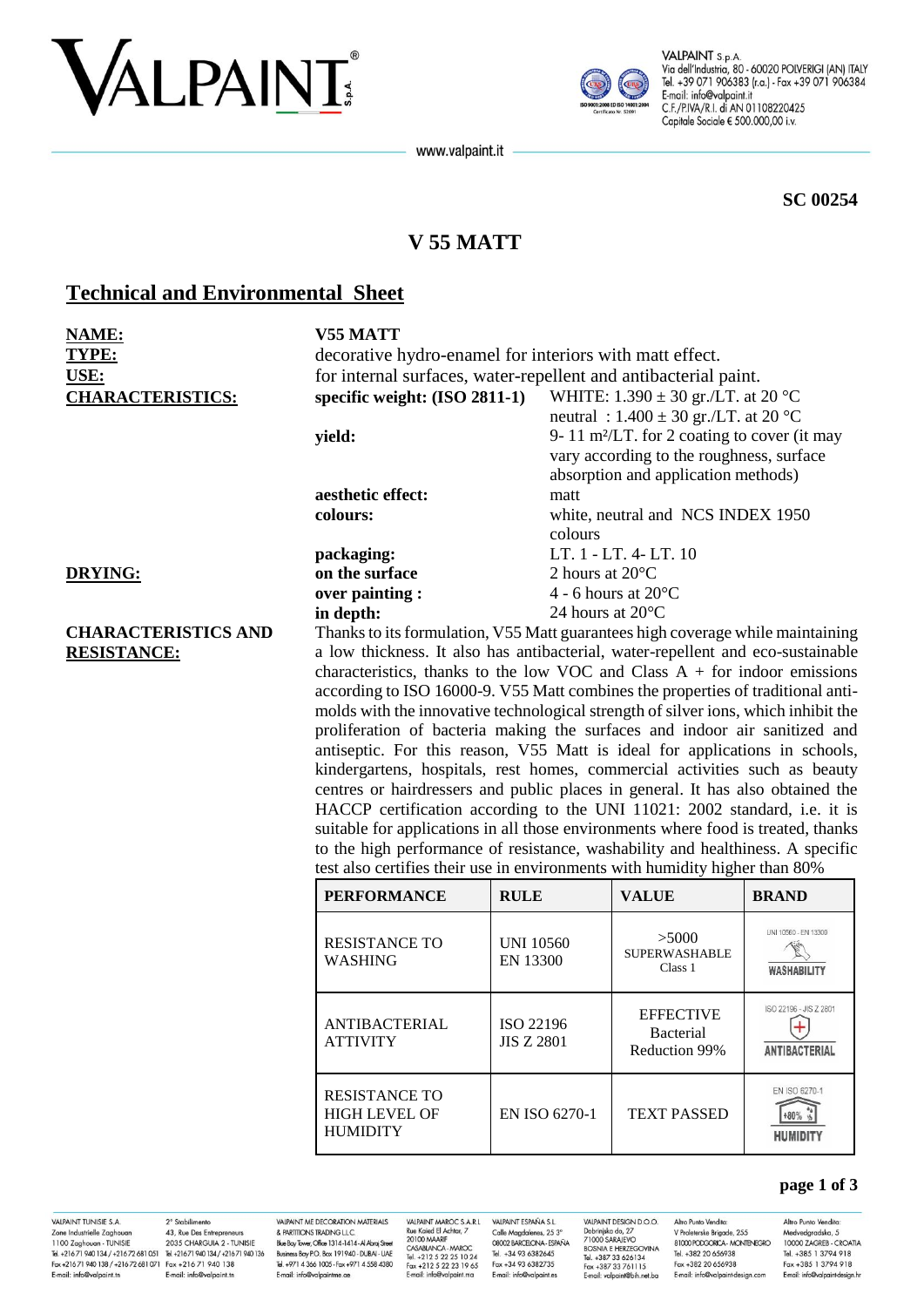SC 00254

# V 55 MATT

## Technical and Environmental Sheet

**NAME:** V55 MATT

**TYPE:** decorative hydro-enamel for interiors with matt effect.

**USE:** for internal surfaces, water-repellent and antibacterial paint.

**CHARACTERISTICS:**

- **specific weight: (ISO 2811-1)** WHITE: 1.390 ± 30 gr./LT. at 20 °C; neutral : 1.400 ± 30 gr./LT. at 20 °C
- **yield:** 9- 11 m²/LT. for 2 coating to cover (it may vary according to the roughness, surface absorption and application methods)
- **aesthetic effect:** matt
- **colours:** white, neutral and NCS INDEX 1950 colours
- **packaging:** LT. 1 - LT. 4- LT. 10

**DRYING:**

- **on the surface** 2 hours at 20°C
- **over painting :** 4 - 6 hours at 20°C
- **in depth:** 24 hours at 20°C

**CHARACTERISTICS AND RESISTANCE:**

Thanks to its formulation, V55 Matt guarantees high coverage while maintaining a low thickness. It also has antibacterial, water-repellent and eco-sustainable characteristics, thanks to the low VOC and Class A + for indoor emissions according to ISO 16000-9. V55 Matt combines the properties of traditional anti-molds with the innovative technological strength of silver ions, which inhibit the proliferation of bacteria making the surfaces and indoor air sanitized and antiseptic. For this reason, V55 Matt is ideal for applications in schools, kindergartens, hospitals, rest homes, commercial activities such as beauty centres or hairdressers and public places in general. It has also obtained the HACCP certification according to the UNI 11021: 2002 standard, i.e. it is suitable for applications in all those environments where food is treated, thanks to the high performance of resistance, washability and healthiness. A specific test also certifies their use in environments with humidity higher than 80%

| PERFORMANCE | RULE | VALUE | BRAND |
|---|---|---|---|
| RESISTANCE TO WASHING | UNI 10560 EN 13300 | >5000 SUPERWASHABLE Class 1 | UNI 10560 - EN 13300 WASHABILITY |
| ANTIBACTERIAL ATTIVITY | ISO 22196 JIS Z 2801 | EFFECTIVE Bacterial Reduction 99% | ISO 22196 - JIS Z 2801 ANTIBACTERIAL |
| RESISTANCE TO HIGH LEVEL OF HUMIDITY | EN ISO 6270-1 | TEXT PASSED | EN ISO 6270-1 +80% HUMIDITY |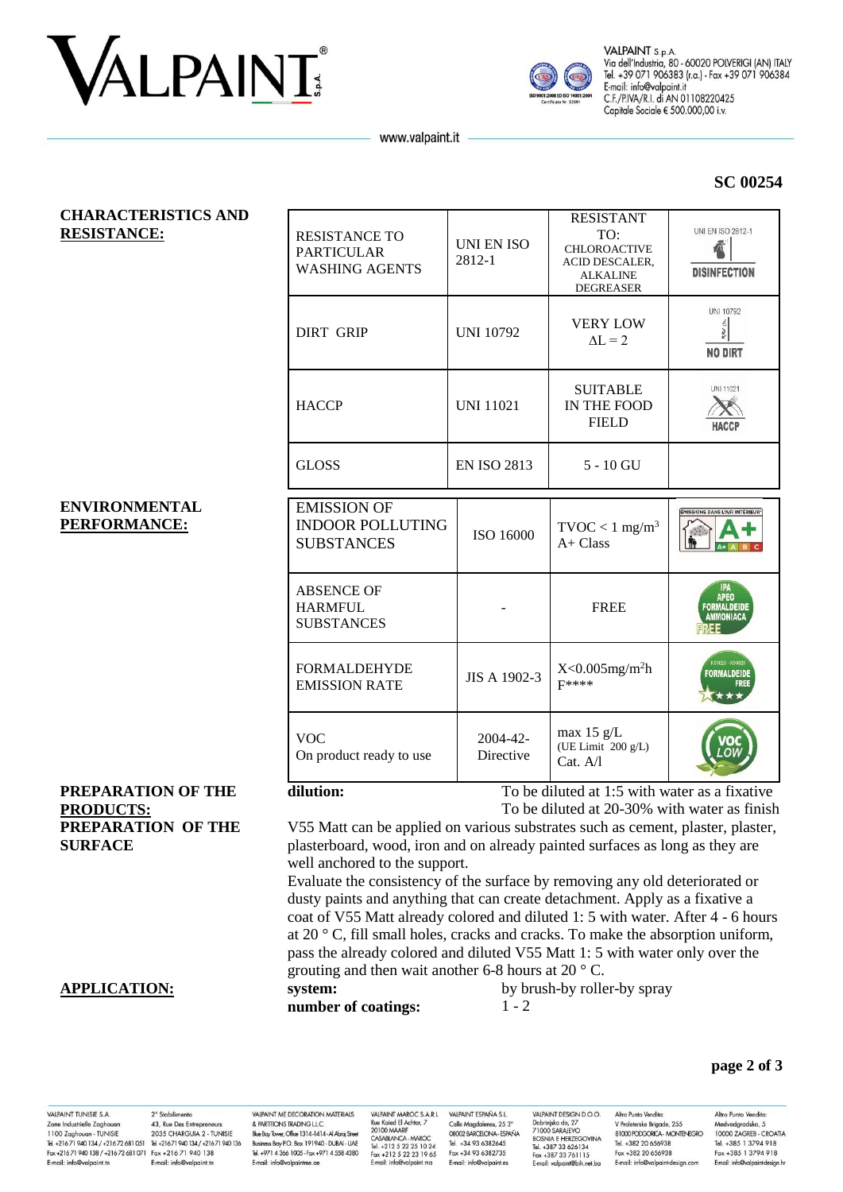**SC 00254**

**CHARACTERISTICS AND RESISTANCE:**

| | | | |
|---|---|---|---|
| RESISTANCE TO PARTICULAR WASHING AGENTS | UNI EN ISO 2812-1 | RESISTANT TO: CHLOROACTIVE ACID DESCALER, ALKALINE DEGREASER | UNI EN ISO 2812-1 DISINFECTION |
| DIRT GRIP | UNI 10792 | VERY LOW $\Delta L = 2$ | UNI 10792 NO DIRT |
| HACCP | UNI 11021 | SUITABLE IN THE FOOD FIELD | UNI 11021 HACCP |
| GLOSS | EN ISO 2813 | 5 - 10 GU | |

**ENVIRONMENTAL PERFORMANCE:**

| | | | |
|---|---|---|---|
| EMISSION OF INDOOR POLLUTING SUBSTANCES | ISO 16000 | TVOC < 1 mg/m$^3$ A+ Class | ÉMISSIONS DANS L'AIR INTÉRIEUR A+ |
| ABSENCE OF HARMFUL SUBSTANCES | - | FREE | IPA APEO FORMALDEIDE AMMONIACA FREE |
| FORMALDEHYDE EMISSION RATE | JIS A 1902-3 | X<0.005mg/m$^2$h F**** | FORMALDEIDE FREE |
| VOC On product ready to use | 2004-42-Directive | max 15 g/L (UE Limit 200 g/L) Cat. A/l | VOC LOW |

**PREPARATION OF THE PRODUCTS:**

**dilution:** To be diluted at 1:5 with water as a fixative
To be diluted at 20-30% with water as finish

**PREPARATION OF THE SURFACE**

V55 Matt can be applied on various substrates such as cement, plaster, plaster, plasterboard, wood, iron and on already painted surfaces as long as they are well anchored to the support.

Evaluate the consistency of the surface by removing any old deteriorated or dusty paints and anything that can create detachment. Apply as a fixative a coat of V55 Matt already colored and diluted 1: 5 with water. After 4 - 6 hours at 20 ° C, fill small holes, cracks and cracks. To make the absorption uniform, pass the already colored and diluted V55 Matt 1: 5 with water only over the grouting and then wait another 6-8 hours at 20 ° C.

**APPLICATION:**

**system:** by brush-by roller-by spray

**number of coatings:** 1 - 2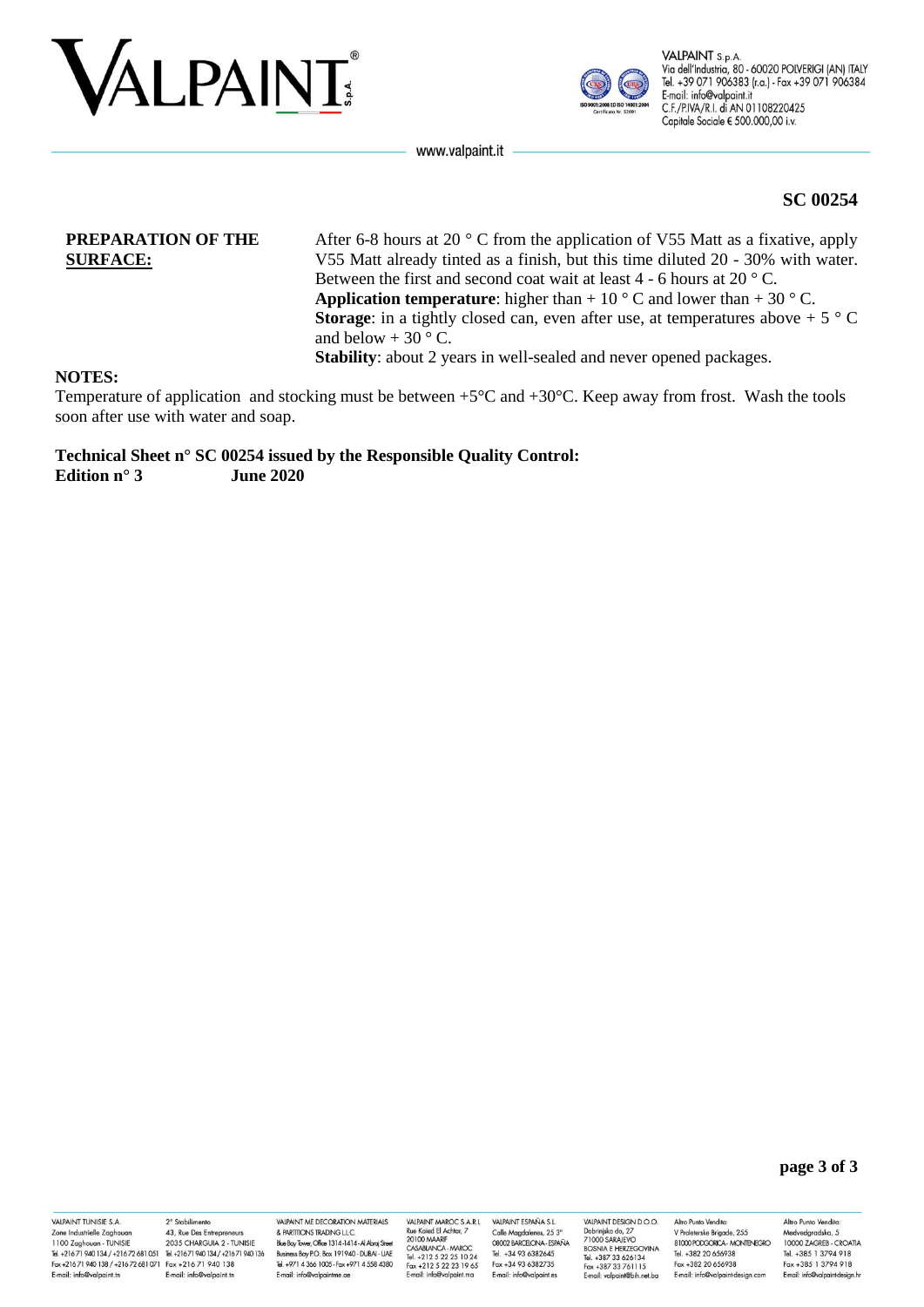**SC 00254**

| | |
|---|---|
| **PREPARATION OF THE SURFACE:** | After 6-8 hours at 20 ° C from the application of V55 Matt as a fixative, apply V55 Matt already tinted as a finish, but this time diluted 20 - 30% with water. Between the first and second coat wait at least 4 - 6 hours at 20 ° C. **Application temperature**: higher than + 10 ° C and lower than + 30 ° C. **Storage**: in a tightly closed can, even after use, at temperatures above + 5 ° C and below + 30 ° C. **Stability**: about 2 years in well-sealed and never opened packages. |

**NOTES:**

Temperature of application and stocking must be between +5°C and +30°C. Keep away from frost. Wash the tools soon after use with water and soap.

**Technical Sheet n° SC 00254 issued by the Responsible Quality Control:**
**Edition n° 3 June 2020**